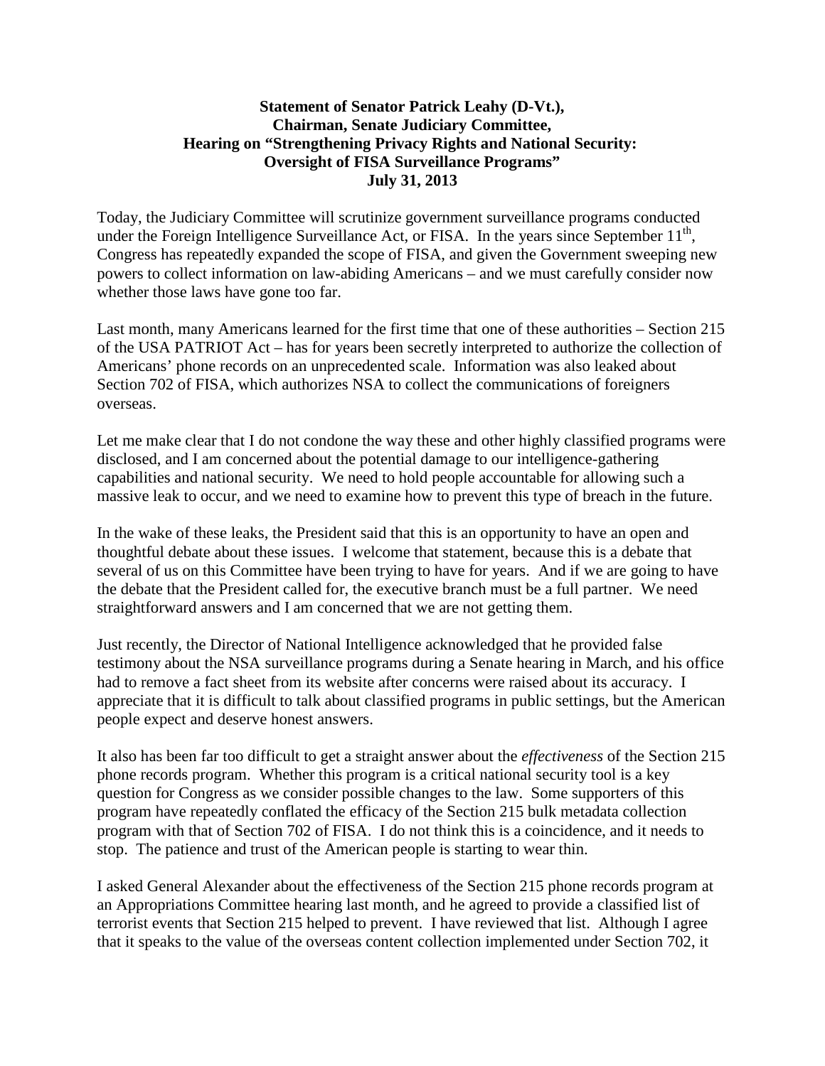**Statement of Senator Patrick Leahy (D-Vt.),**
**Chairman, Senate Judiciary Committee,**
**Hearing on "Strengthening Privacy Rights and National Security:**
**Oversight of FISA Surveillance Programs"**
**July 31, 2013**

Today, the Judiciary Committee will scrutinize government surveillance programs conducted under the Foreign Intelligence Surveillance Act, or FISA. In the years since September 11th, Congress has repeatedly expanded the scope of FISA, and given the Government sweeping new powers to collect information on law-abiding Americans – and we must carefully consider now whether those laws have gone too far.

Last month, many Americans learned for the first time that one of these authorities – Section 215 of the USA PATRIOT Act – has for years been secretly interpreted to authorize the collection of Americans' phone records on an unprecedented scale. Information was also leaked about Section 702 of FISA, which authorizes NSA to collect the communications of foreigners overseas.

Let me make clear that I do not condone the way these and other highly classified programs were disclosed, and I am concerned about the potential damage to our intelligence-gathering capabilities and national security. We need to hold people accountable for allowing such a massive leak to occur, and we need to examine how to prevent this type of breach in the future.

In the wake of these leaks, the President said that this is an opportunity to have an open and thoughtful debate about these issues. I welcome that statement, because this is a debate that several of us on this Committee have been trying to have for years. And if we are going to have the debate that the President called for, the executive branch must be a full partner. We need straightforward answers and I am concerned that we are not getting them.

Just recently, the Director of National Intelligence acknowledged that he provided false testimony about the NSA surveillance programs during a Senate hearing in March, and his office had to remove a fact sheet from its website after concerns were raised about its accuracy. I appreciate that it is difficult to talk about classified programs in public settings, but the American people expect and deserve honest answers.

It also has been far too difficult to get a straight answer about the *effectiveness* of the Section 215 phone records program. Whether this program is a critical national security tool is a key question for Congress as we consider possible changes to the law. Some supporters of this program have repeatedly conflated the efficacy of the Section 215 bulk metadata collection program with that of Section 702 of FISA. I do not think this is a coincidence, and it needs to stop. The patience and trust of the American people is starting to wear thin.

I asked General Alexander about the effectiveness of the Section 215 phone records program at an Appropriations Committee hearing last month, and he agreed to provide a classified list of terrorist events that Section 215 helped to prevent. I have reviewed that list. Although I agree that it speaks to the value of the overseas content collection implemented under Section 702, it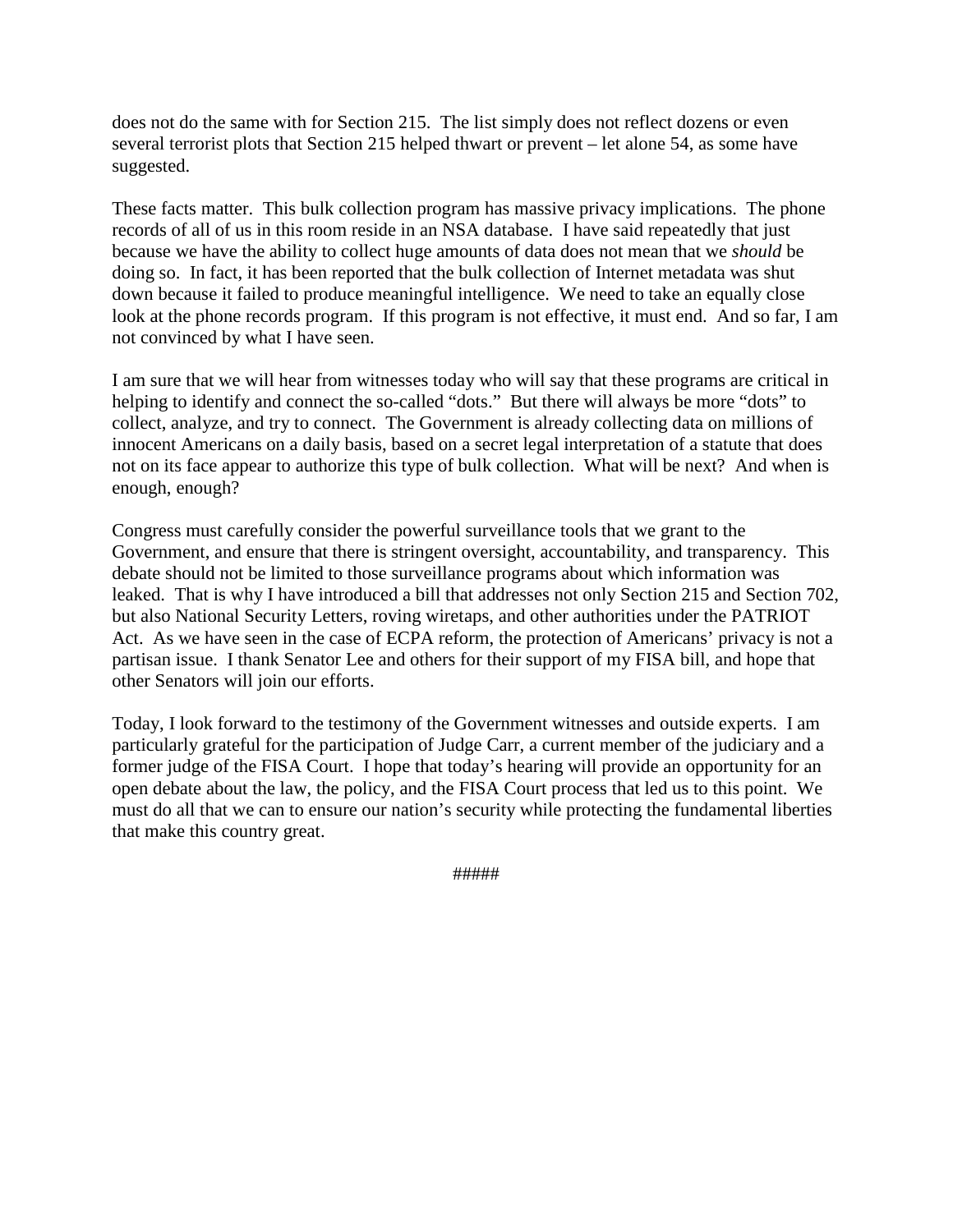does not do the same with for Section 215. The list simply does not reflect dozens or even several terrorist plots that Section 215 helped thwart or prevent – let alone 54, as some have suggested.

These facts matter. This bulk collection program has massive privacy implications. The phone records of all of us in this room reside in an NSA database. I have said repeatedly that just because we have the ability to collect huge amounts of data does not mean that we *should* be doing so. In fact, it has been reported that the bulk collection of Internet metadata was shut down because it failed to produce meaningful intelligence. We need to take an equally close look at the phone records program. If this program is not effective, it must end. And so far, I am not convinced by what I have seen.

I am sure that we will hear from witnesses today who will say that these programs are critical in helping to identify and connect the so-called "dots." But there will always be more "dots" to collect, analyze, and try to connect. The Government is already collecting data on millions of innocent Americans on a daily basis, based on a secret legal interpretation of a statute that does not on its face appear to authorize this type of bulk collection. What will be next? And when is enough, enough?

Congress must carefully consider the powerful surveillance tools that we grant to the Government, and ensure that there is stringent oversight, accountability, and transparency. This debate should not be limited to those surveillance programs about which information was leaked. That is why I have introduced a bill that addresses not only Section 215 and Section 702, but also National Security Letters, roving wiretaps, and other authorities under the PATRIOT Act. As we have seen in the case of ECPA reform, the protection of Americans' privacy is not a partisan issue. I thank Senator Lee and others for their support of my FISA bill, and hope that other Senators will join our efforts.

Today, I look forward to the testimony of the Government witnesses and outside experts. I am particularly grateful for the participation of Judge Carr, a current member of the judiciary and a former judge of the FISA Court. I hope that today's hearing will provide an opportunity for an open debate about the law, the policy, and the FISA Court process that led us to this point. We must do all that we can to ensure our nation's security while protecting the fundamental liberties that make this country great.

#####